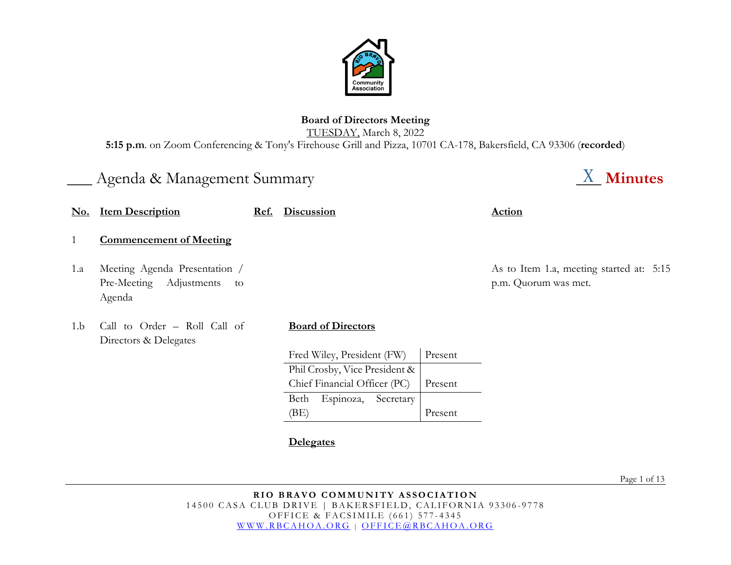**Board of Directors Meeting**

TUESDAY, March 8, 2022

**5:15 p.m**. on Zoom Conferencing & Tony's Firehouse Grill and Pizza, 10701 CA-178, Bakersfield, CA 93306 (**recorded**)

___ Agenda & Management Summary　　　　X **Minutes**

| No. | Item Description | Ref. | Discussion | Action |
|---|---|---|---|---|
| 1 | **Commencement of Meeting** | | | |
| 1.a | Meeting Agenda Presentation / Pre-Meeting Adjustments to Agenda | | | As to Item 1.a, meeting started at: 5:15 p.m. Quorum was met. |
| 1.b | Call to Order – Roll Call of Directors & Delegates | | **Board of Directors** | |

| | |
|---|---|
| Fred Wiley, President (FW) | Present |
| Phil Crosby, Vice President & Chief Financial Officer (PC) | Present |
| Beth Espinoza, Secretary (BE) | Present |

**Delegates**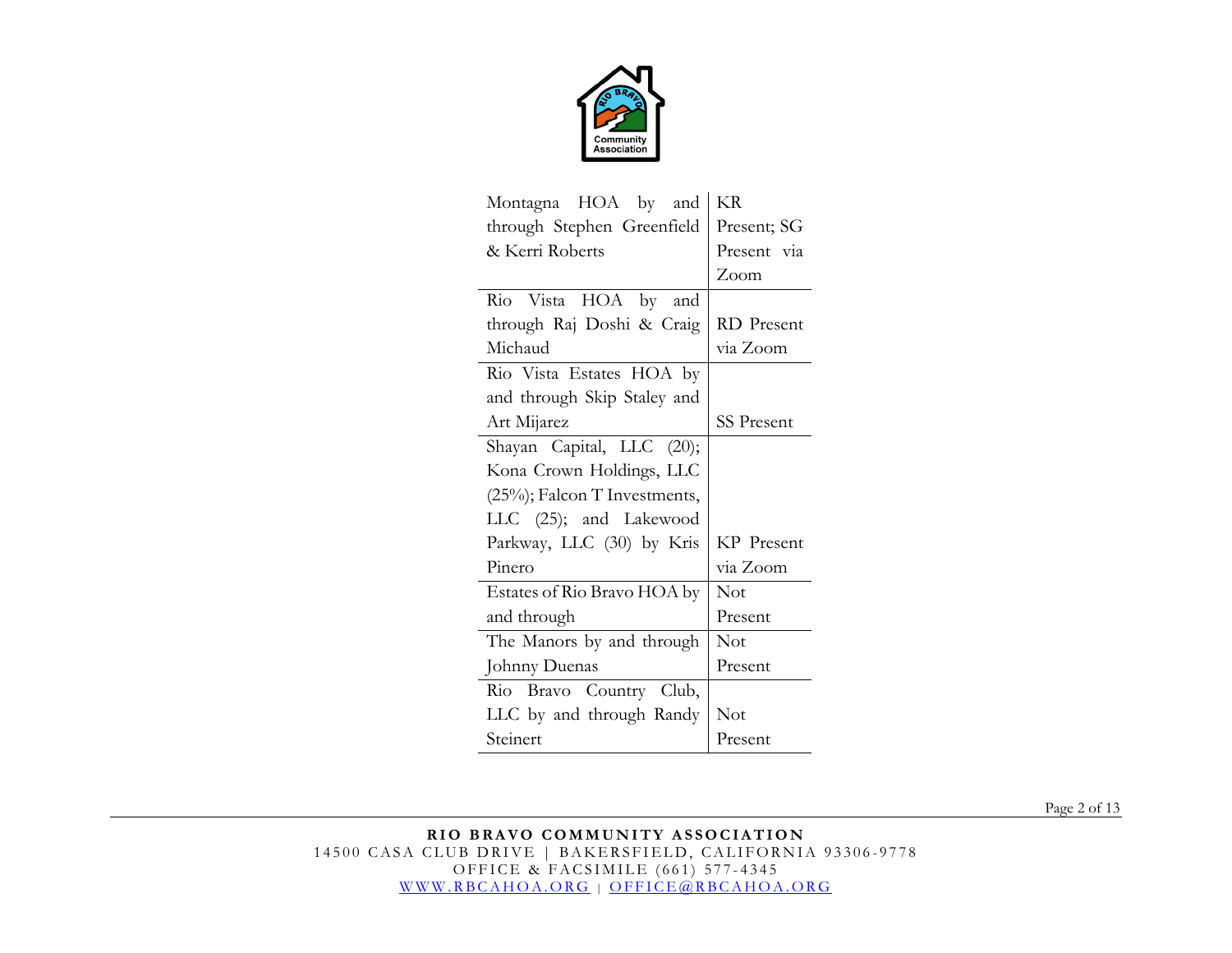| | |
|---|---|
| Montagna HOA by and through Stephen Greenfield & Kerri Roberts | KR Present; SG Present via Zoom |
| Rio Vista HOA by and through Raj Doshi & Craig Michaud | RD Present via Zoom |
| Rio Vista Estates HOA by and through Skip Staley and Art Mijarez | SS Present |
| Shayan Capital, LLC (20); Kona Crown Holdings, LLC (25%); Falcon T Investments, LLC (25); and Lakewood Parkway, LLC (30) by Kris Pinero | KP Present via Zoom |
| Estates of Rio Bravo HOA by and through | Not Present |
| The Manors by and through Johnny Duenas | Not Present |
| Rio Bravo Country Club, LLC by and through Randy Steinert | Not Present |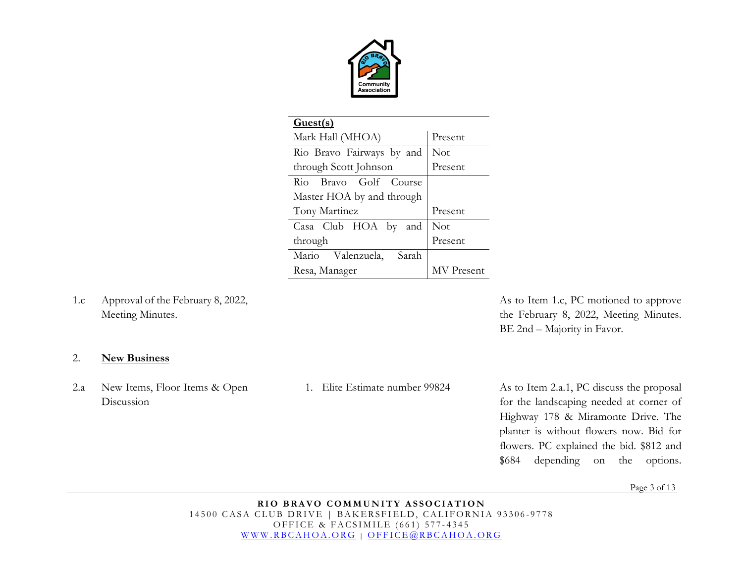| **Guest(s)** | |
|---|---|
| Mark Hall (MHOA) | Present |
| Rio Bravo Fairways by and through Scott Johnson | Not Present |
| Rio Bravo Golf Course Master HOA by and through Tony Martinez | Present |
| Casa Club HOA by and through | Not Present |
| Mario Valenzuela, Sarah Resa, Manager | MV Present |

| | | | |
|---|---|---|---|
| 1.c | Approval of the February 8, 2022, Meeting Minutes. | | As to Item 1.c, PC motioned to approve the February 8, 2022, Meeting Minutes. BE 2nd – Majority in Favor. |
| 2. | **New Business** | | |
| 2.a | New Items, Floor Items & Open Discussion | 1. Elite Estimate number 99824 | As to Item 2.a.1, PC discuss the proposal for the landscaping needed at corner of Highway 178 & Miramonte Drive. The planter is without flowers now. Bid for flowers. PC explained the bid. $812 and $684 depending on the options. |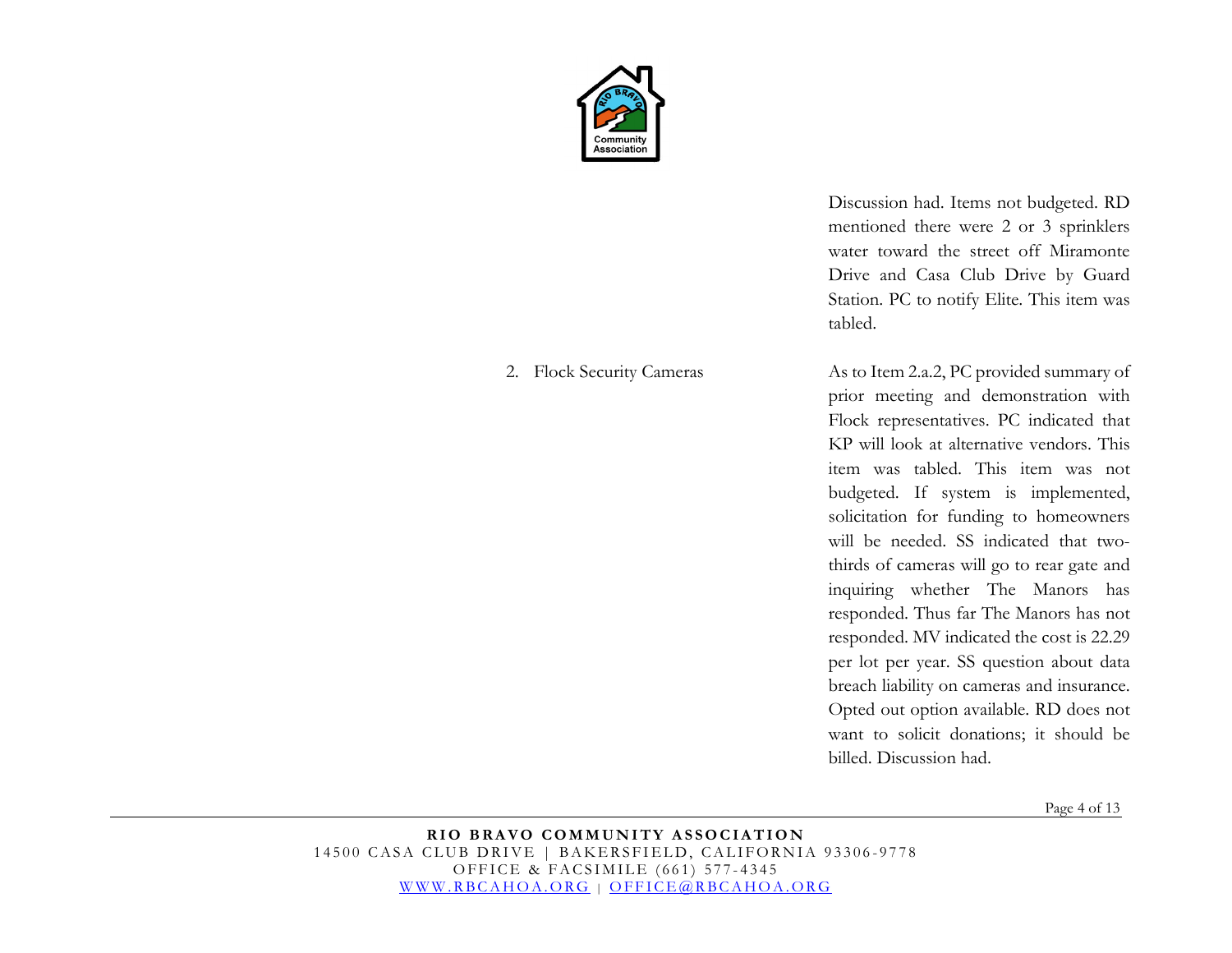Discussion had. Items not budgeted. RD mentioned there were 2 or 3 sprinklers water toward the street off Miramonte Drive and Casa Club Drive by Guard Station. PC to notify Elite. This item was tabled.

2. Flock Security Cameras

As to Item 2.a.2, PC provided summary of prior meeting and demonstration with Flock representatives. PC indicated that KP will look at alternative vendors. This item was tabled. This item was not budgeted. If system is implemented, solicitation for funding to homeowners will be needed. SS indicated that two-thirds of cameras will go to rear gate and inquiring whether The Manors has responded. Thus far The Manors has not responded. MV indicated the cost is 22.29 per lot per year. SS question about data breach liability on cameras and insurance. Opted out option available. RD does not want to solicit donations; it should be billed. Discussion had.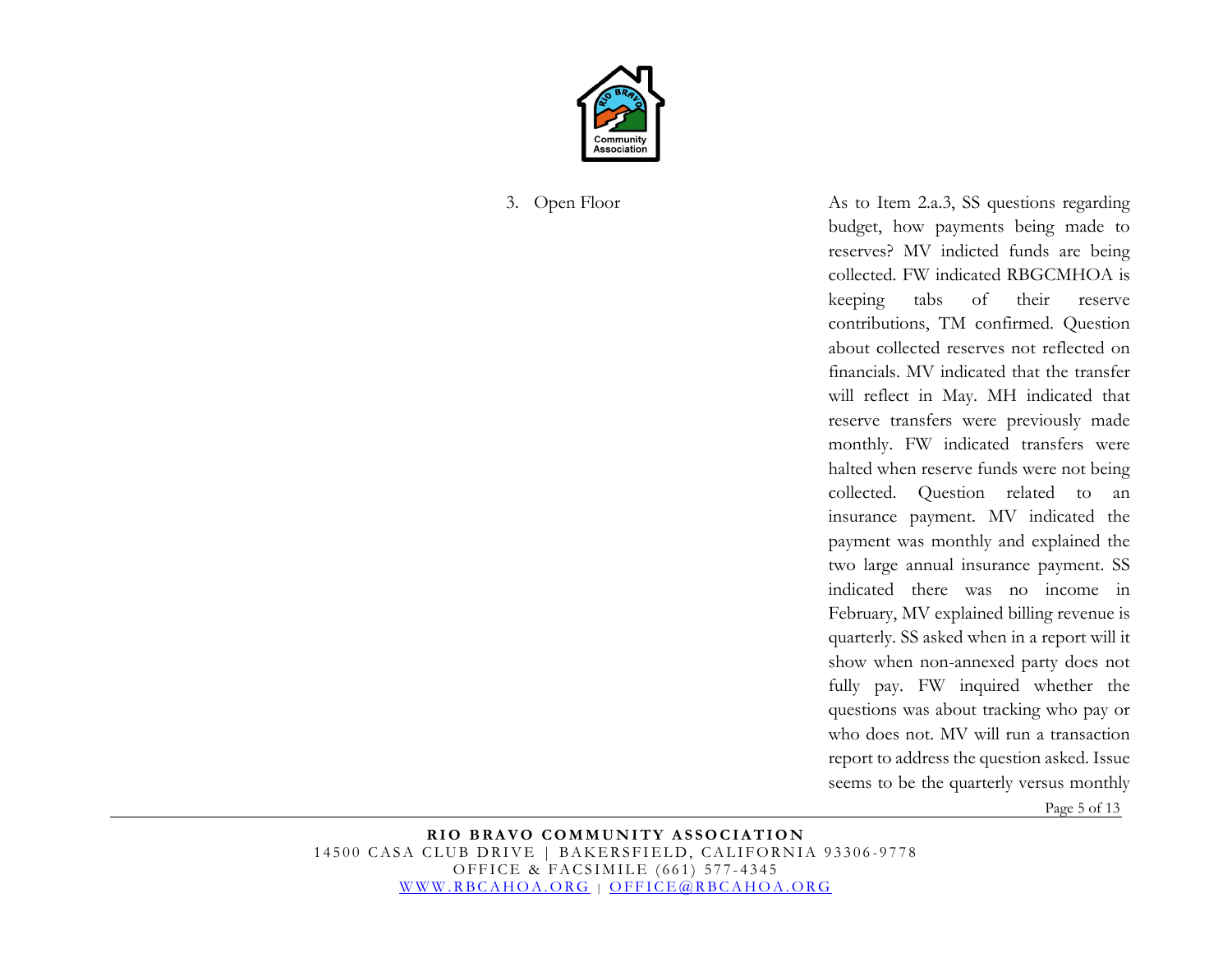3. Open Floor

As to Item 2.a.3, SS questions regarding budget, how payments being made to reserves? MV indicted funds are being collected. FW indicated RBGCMHOA is keeping tabs of their reserve contributions, TM confirmed. Question about collected reserves not reflected on financials. MV indicated that the transfer will reflect in May. MH indicated that reserve transfers were previously made monthly. FW indicated transfers were halted when reserve funds were not being collected. Question related to an insurance payment. MV indicated the payment was monthly and explained the two large annual insurance payment. SS indicated there was no income in February, MV explained billing revenue is quarterly. SS asked when in a report will it show when non-annexed party does not fully pay. FW inquired whether the questions was about tracking who pay or who does not. MV will run a transaction report to address the question asked. Issue seems to be the quarterly versus monthly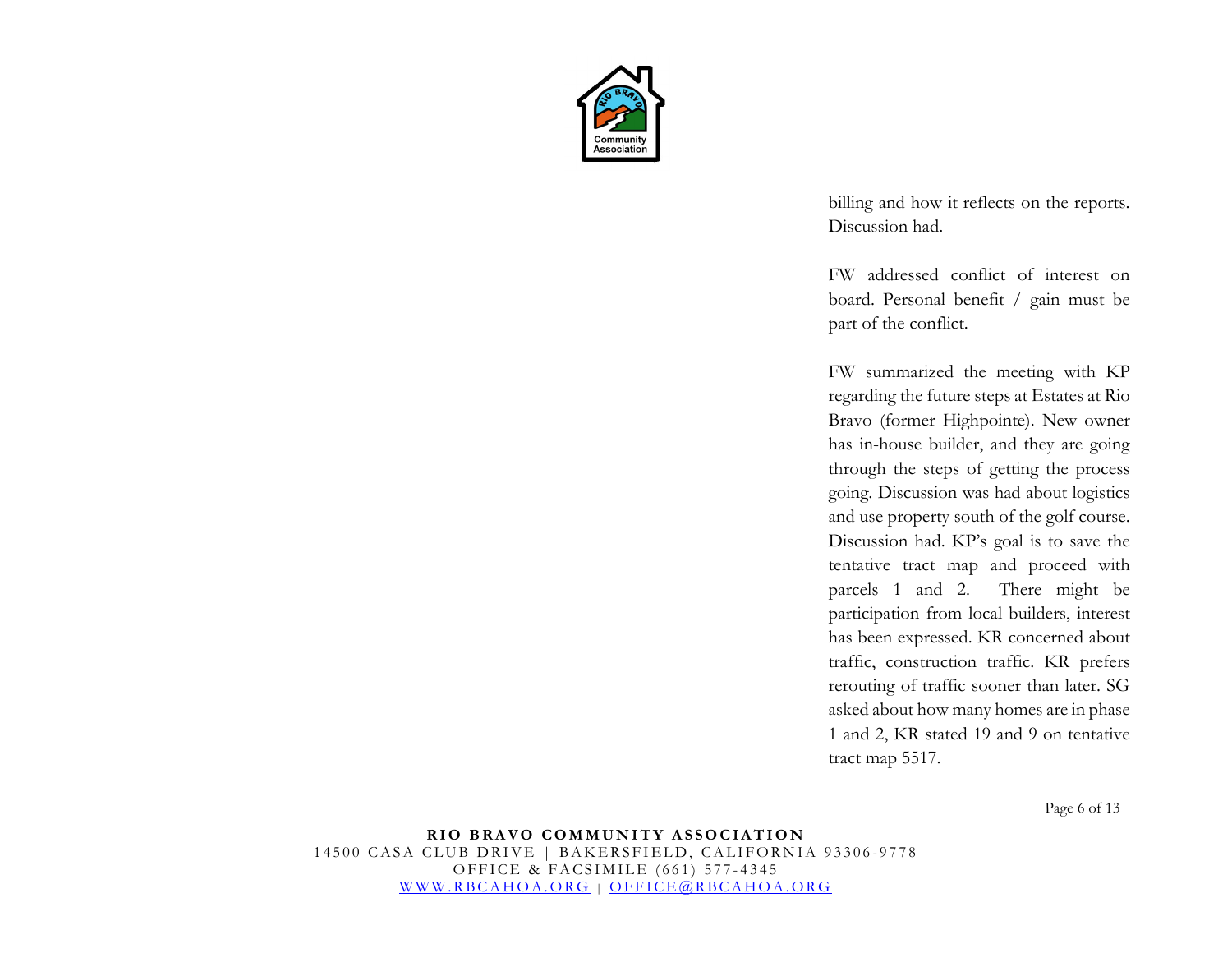billing and how it reflects on the reports. Discussion had.

FW addressed conflict of interest on board. Personal benefit / gain must be part of the conflict.

FW summarized the meeting with KP regarding the future steps at Estates at Rio Bravo (former Highpointe). New owner has in-house builder, and they are going through the steps of getting the process going. Discussion was had about logistics and use property south of the golf course. Discussion had. KP's goal is to save the tentative tract map and proceed with parcels 1 and 2. There might be participation from local builders, interest has been expressed. KR concerned about traffic, construction traffic. KR prefers rerouting of traffic sooner than later. SG asked about how many homes are in phase 1 and 2, KR stated 19 and 9 on tentative tract map 5517.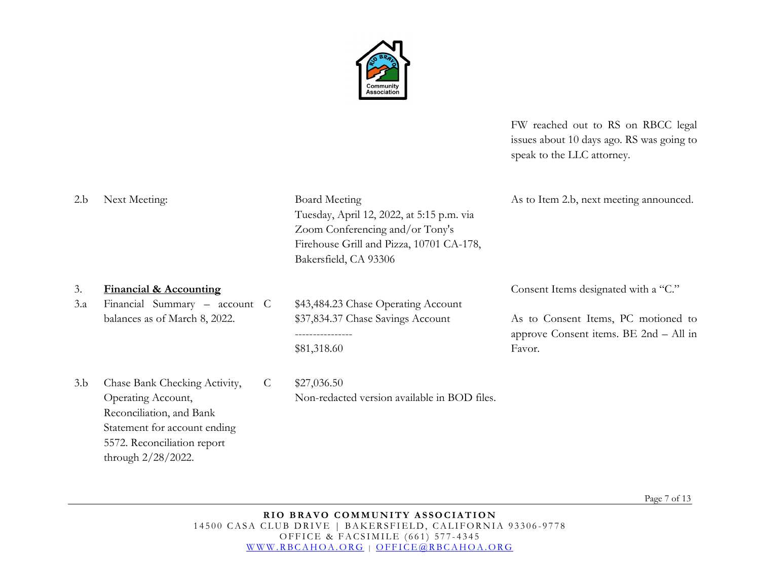| | | | | |
|---|---|---|---|---|
| | | | | FW reached out to RS on RBCC legal issues about 10 days ago. RS was going to speak to the LLC attorney. |
| 2.b | Next Meeting: | | Board Meeting<br>Tuesday, April 12, 2022, at 5:15 p.m. via Zoom Conferencing and/or Tony's Firehouse Grill and Pizza, 10701 CA-178, Bakersfield, CA 93306 | As to Item 2.b, next meeting announced. |
| 3. | **<u>Financial & Accounting</u>** | | | Consent Items designated with a "C." |
| 3.a | Financial Summary – account balances as of March 8, 2022. | C | $43,484.23 Chase Operating Account<br>$37,834.37 Chase Savings Account<br>----------------<br>$81,318.60 | As to Consent Items, PC motioned to approve Consent items. BE 2nd – All in Favor. |
| 3.b | Chase Bank Checking Activity, Operating Account, Reconciliation, and Bank Statement for account ending 5572. Reconciliation report through 2/28/2022. | C | $27,036.50<br>Non-redacted version available in BOD files. | |

**RIO BRAVO COMMUNITY ASSOCIATION**
14500 CASA CLUB DRIVE | BAKERSFIELD, CALIFORNIA 93306-9778
OFFICE & FACSIMILE (661) 577-4345
WWW.RBCAHOA.ORG | OFFICE@RBCAHOA.ORG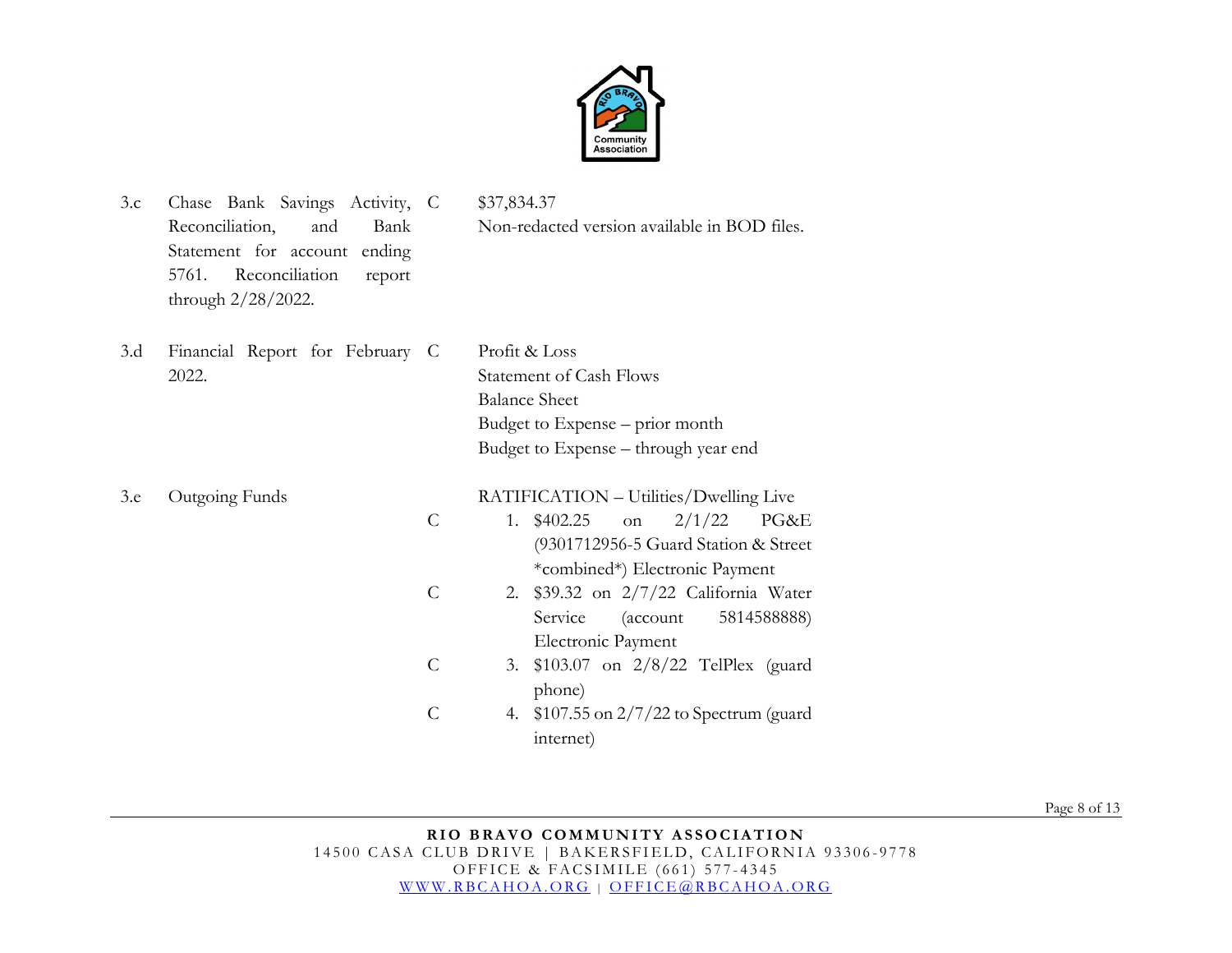| | | | |
|---|---|---|---|
| 3.c | Chase Bank Savings Activity, Reconciliation, and Bank Statement for account ending 5761. Reconciliation report through 2/28/2022. | C | $37,834.37<br>Non-redacted version available in BOD files. |
| 3.d | Financial Report for February 2022. | C | Profit & Loss<br>Statement of Cash Flows<br>Balance Sheet<br>Budget to Expense – prior month<br>Budget to Expense – through year end |
| 3.e | Outgoing Funds | | RATIFICATION – Utilities/Dwelling Live |
| | | C | 1. $402.25 on 2/1/22 PG&E (9301712956-5 Guard Station & Street *combined*) Electronic Payment |
| | | C | 2. $39.32 on 2/7/22 California Water Service (account 5814588888) Electronic Payment |
| | | C | 3. $103.07 on 2/8/22 TelPlex (guard phone) |
| | | C | 4. $107.55 on 2/7/22 to Spectrum (guard internet) |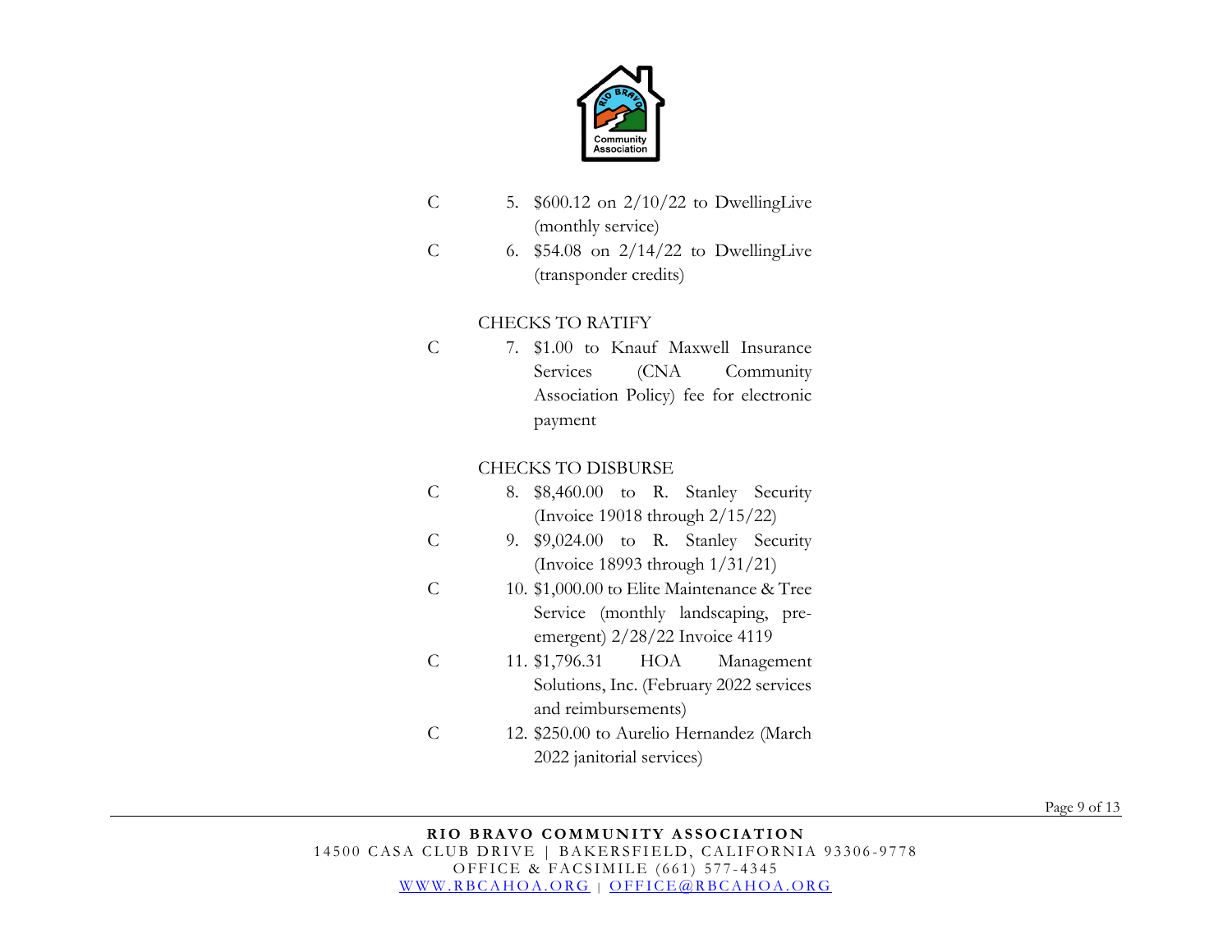C 5. $600.12 on 2/10/22 to DwellingLive (monthly service)

C 6. $54.08 on 2/14/22 to DwellingLive (transponder credits)

CHECKS TO RATIFY

C 7. $1.00 to Knauf Maxwell Insurance Services (CNA Community Association Policy) fee for electronic payment

CHECKS TO DISBURSE

C 8. $8,460.00 to R. Stanley Security (Invoice 19018 through 2/15/22)

C 9. $9,024.00 to R. Stanley Security (Invoice 18993 through 1/31/21)

C 10. $1,000.00 to Elite Maintenance & Tree Service (monthly landscaping, pre-emergent) 2/28/22 Invoice 4119

C 11. $1,796.31 HOA Management Solutions, Inc. (February 2022 services and reimbursements)

C 12. $250.00 to Aurelio Hernandez (March 2022 janitorial services)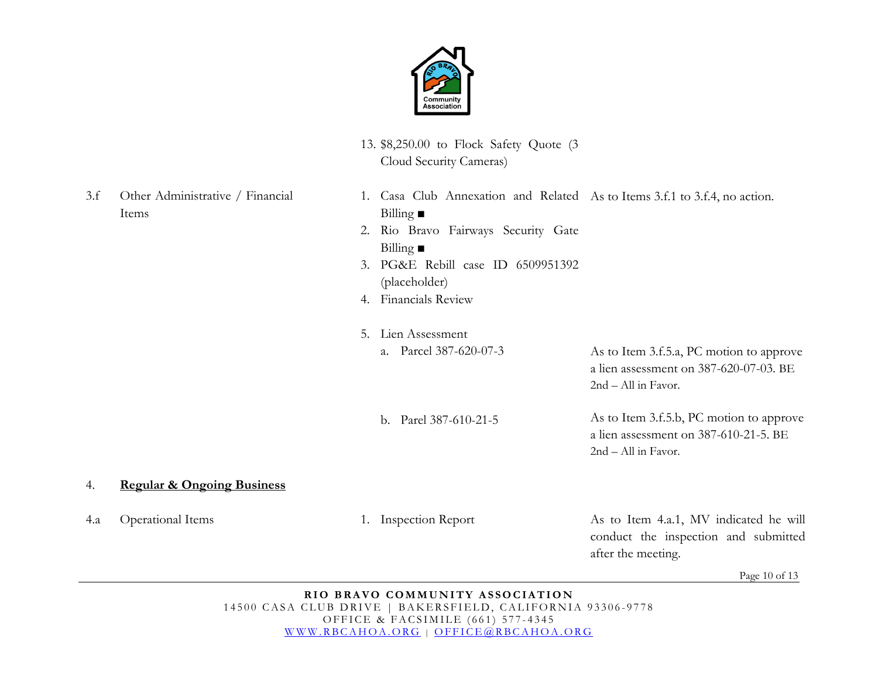| | | | |
|---|---|---|---|
| | | 13. $8,250.00 to Flock Safety Quote (3 Cloud Security Cameras) | |
| 3.f | Other Administrative / Financial Items | 1. Casa Club Annexation and Related Billing ■<br>2. Rio Bravo Fairways Security Gate Billing ■<br>3. PG&E Rebill case ID 6509951392 (placeholder)<br>4. Financials Review | As to Items 3.f.1 to 3.f.4, no action. |
| | | 5. Lien Assessment<br>a. Parcel 387-620-07-3 | As to Item 3.f.5.a, PC motion to approve a lien assessment on 387-620-07-03. BE 2nd – All in Favor. |
| | | b. Parel 387-610-21-5 | As to Item 3.f.5.b, PC motion to approve a lien assessment on 387-610-21-5. BE 2nd – All in Favor. |
| 4. | **Regular & Ongoing Business** | | |
| 4.a | Operational Items | 1. Inspection Report | As to Item 4.a.1, MV indicated he will conduct the inspection and submitted after the meeting. |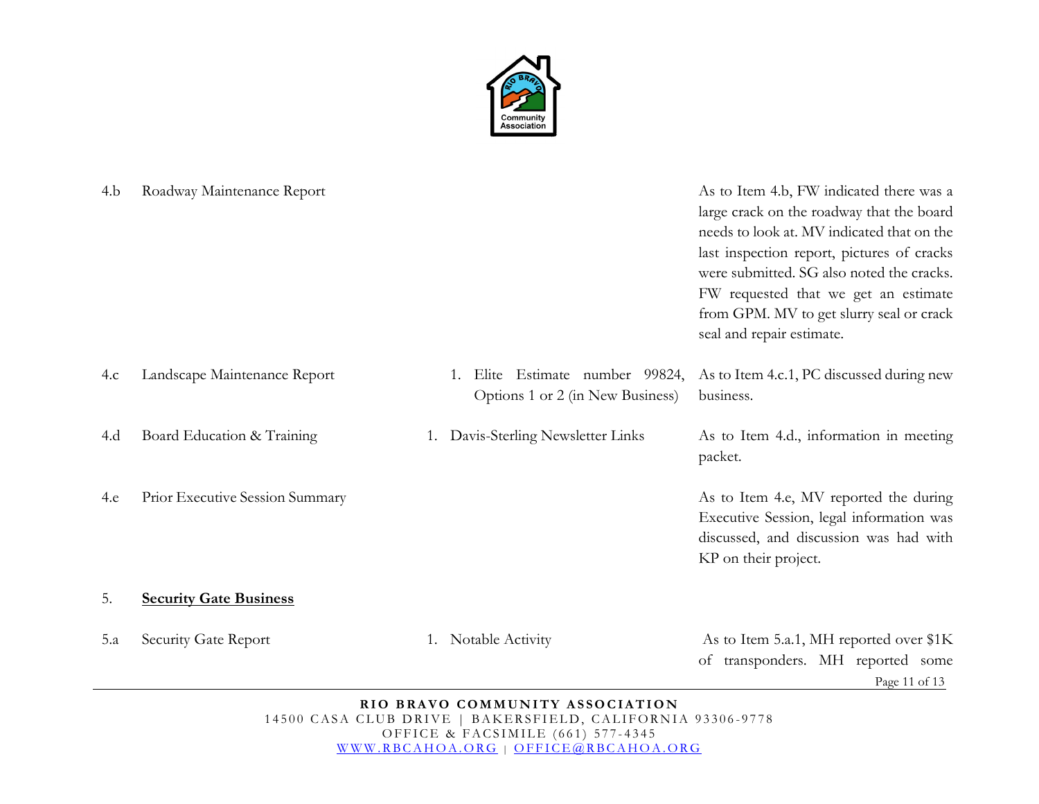| | | | |
|---|---|---|---|
| 4.b | Roadway Maintenance Report | | As to Item 4.b, FW indicated there was a large crack on the roadway that the board needs to look at. MV indicated that on the last inspection report, pictures of cracks were submitted. SG also noted the cracks. FW requested that we get an estimate from GPM. MV to get slurry seal or crack seal and repair estimate. |
| 4.c | Landscape Maintenance Report | 1. Elite Estimate number 99824, Options 1 or 2 (in New Business) | As to Item 4.c.1, PC discussed during new business. |
| 4.d | Board Education & Training | 1. Davis-Sterling Newsletter Links | As to Item 4.d., information in meeting packet. |
| 4.e | Prior Executive Session Summary | | As to Item 4.e, MV reported the during Executive Session, legal information was discussed, and discussion was had with KP on their project. |
| 5. | **Security Gate Business** | | |
| 5.a | Security Gate Report | 1. Notable Activity | As to Item 5.a.1, MH reported over $1K of transponders. MH reported some |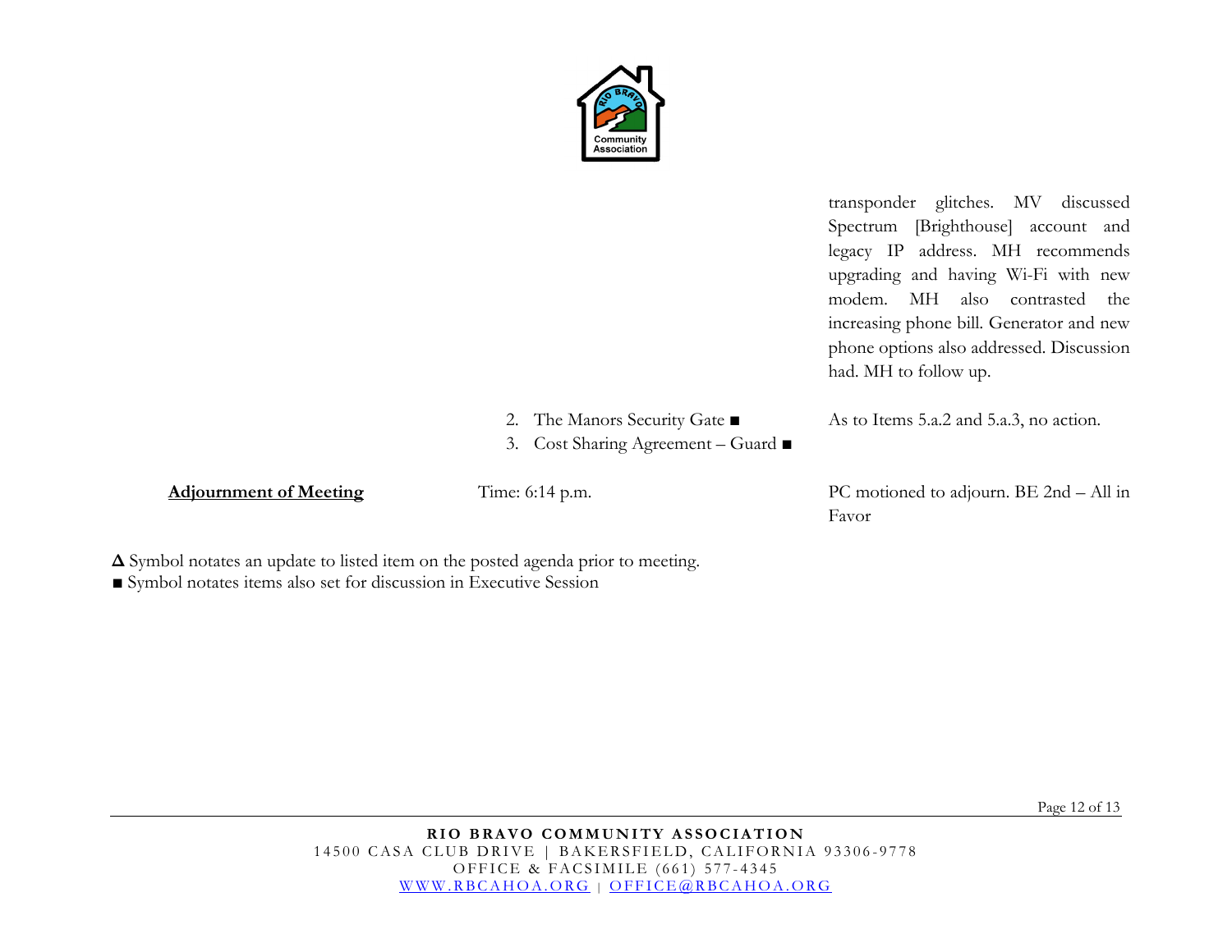| | | |
|---|---|---|
| | | transponder glitches. MV discussed Spectrum [Brighthouse] account and legacy IP address. MH recommends upgrading and having Wi-Fi with new modem. MH also contrasted the increasing phone bill. Generator and new phone options also addressed. Discussion had. MH to follow up. |
| | 2. The Manors Security Gate ■<br>3. Cost Sharing Agreement – Guard ■ | As to Items 5.a.2 and 5.a.3, no action. |
| **<u>Adjournment of Meeting</u>** | Time: 6:14 p.m. | PC motioned to adjourn. BE 2nd – All in Favor |

**Δ** Symbol notates an update to listed item on the posted agenda prior to meeting.
■ Symbol notates items also set for discussion in Executive Session

**RIO BRAVO COMMUNITY ASSOCIATION**
14500 CASA CLUB DRIVE | BAKERSFIELD, CALIFORNIA 93306-9778
OFFICE & FACSIMILE (661) 577-4345
WWW.RBCAHOA.ORG | OFFICE@RBCAHOA.ORG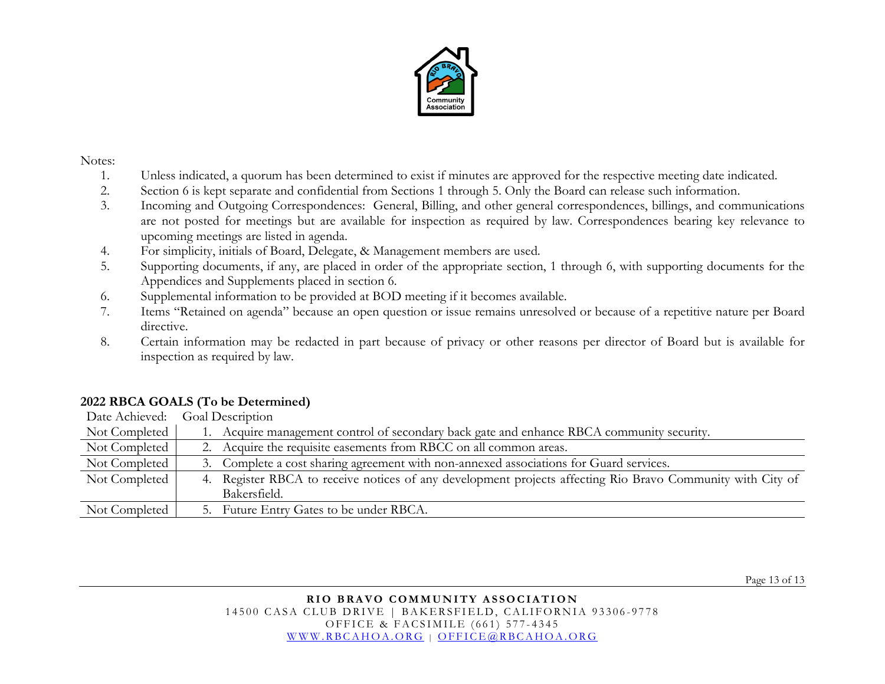Notes:

1. Unless indicated, a quorum has been determined to exist if minutes are approved for the respective meeting date indicated.
2. Section 6 is kept separate and confidential from Sections 1 through 5. Only the Board can release such information.
3. Incoming and Outgoing Correspondences: General, Billing, and other general correspondences, billings, and communications are not posted for meetings but are available for inspection as required by law. Correspondences bearing key relevance to upcoming meetings are listed in agenda.
4. For simplicity, initials of Board, Delegate, & Management members are used.
5. Supporting documents, if any, are placed in order of the appropriate section, 1 through 6, with supporting documents for the Appendices and Supplements placed in section 6.
6. Supplemental information to be provided at BOD meeting if it becomes available.
7. Items "Retained on agenda" because an open question or issue remains unresolved or because of a repetitive nature per Board directive.
8. Certain information may be redacted in part because of privacy or other reasons per director of Board but is available for inspection as required by law.

**2022 RBCA GOALS (To be Determined)**

| Date Achieved: | Goal Description |
|---|---|
| Not Completed | 1. Acquire management control of secondary back gate and enhance RBCA community security. |
| Not Completed | 2. Acquire the requisite easements from RBCC on all common areas. |
| Not Completed | 3. Complete a cost sharing agreement with non-annexed associations for Guard services. |
| Not Completed | 4. Register RBCA to receive notices of any development projects affecting Rio Bravo Community with City of Bakersfield. |
| Not Completed | 5. Future Entry Gates to be under RBCA. |

**RIO BRAVO COMMUNITY ASSOCIATION**
14500 CASA CLUB DRIVE | BAKERSFIELD, CALIFORNIA 93306-9778
OFFICE & FACSIMILE (661) 577-4345
WWW.RBCAHOA.ORG | OFFICE@RBCAHOA.ORG